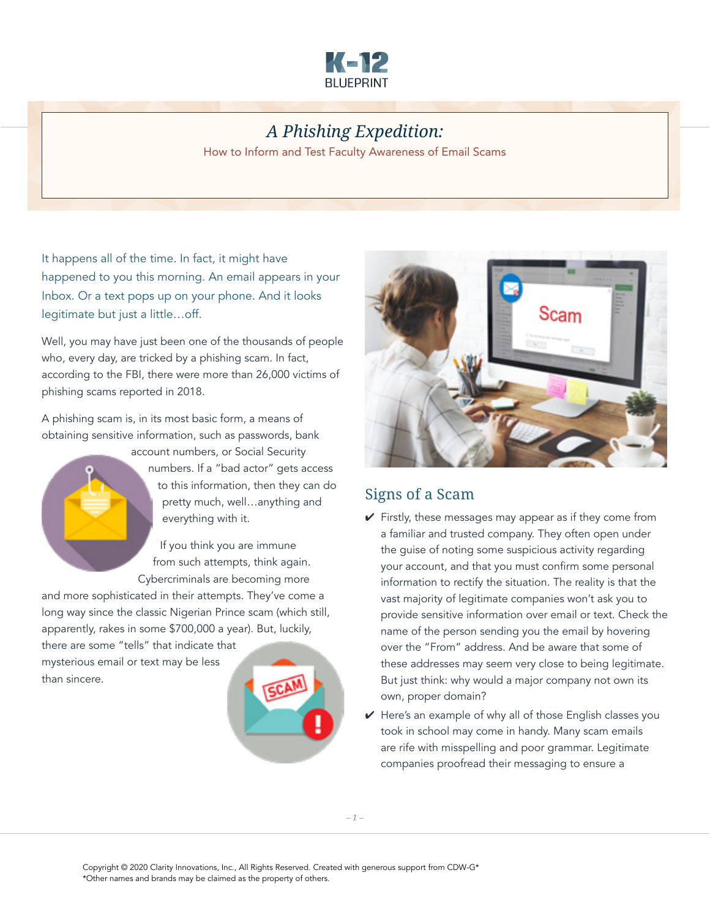# A Phishing Expedition:

How to Inform and Test Faculty Awareness of Email Scams

It happens all of the time. In fact, it might have happened to you this morning. An email appears in your Inbox. Or a text pops up on your phone. And it looks legitimate but just a little…off.

Well, you may have just been one of the thousands of people who, every day, are tricked by a phishing scam. In fact, according to the FBI, there were more than 26,000 victims of phishing scams reported in 2018.

A phishing scam is, in its most basic form, a means of obtaining sensitive information, such as passwords, bank account numbers, or Social Security numbers. If a "bad actor" gets access to this information, then they can do pretty much, well…anything and everything with it.

If you think you are immune from such attempts, think again. Cybercriminals are becoming more and more sophisticated in their attempts. They've come a long way since the classic Nigerian Prince scam (which still, apparently, rakes in some $700,000 a year). But, luckily, there are some "tells" that indicate that mysterious email or text may be less than sincere.

## Signs of a Scam

- ✔ Firstly, these messages may appear as if they come from a familiar and trusted company. They often open under the guise of noting some suspicious activity regarding your account, and that you must confirm some personal information to rectify the situation. The reality is that the vast majority of legitimate companies won't ask you to provide sensitive information over email or text. Check the name of the person sending you the email by hovering over the "From" address. And be aware that some of these addresses may seem very close to being legitimate. But just think: why would a major company not own its own, proper domain?
- ✔ Here's an example of why all of those English classes you took in school may come in handy. Many scam emails are rife with misspelling and poor grammar. Legitimate companies proofread their messaging to ensure a

Copyright © 2020 Clarity Innovations, Inc., All Rights Reserved. Created with generous support from CDW-G*
*Other names and brands may be claimed as the property of others.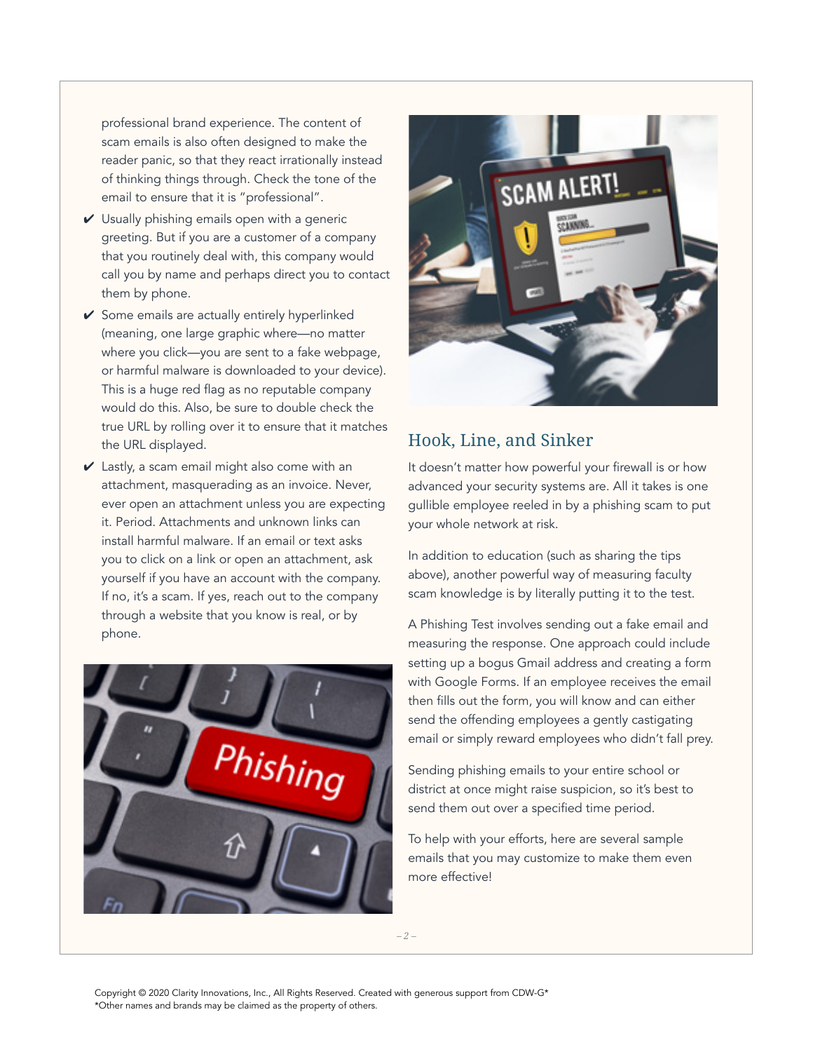professional brand experience. The content of scam emails is also often designed to make the reader panic, so that they react irrationally instead of thinking things through. Check the tone of the email to ensure that it is "professional".

- ✔ Usually phishing emails open with a generic greeting. But if you are a customer of a company that you routinely deal with, this company would call you by name and perhaps direct you to contact them by phone.
- ✔ Some emails are actually entirely hyperlinked (meaning, one large graphic where—no matter where you click—you are sent to a fake webpage, or harmful malware is downloaded to your device). This is a huge red flag as no reputable company would do this. Also, be sure to double check the true URL by rolling over it to ensure that it matches the URL displayed.
- ✔ Lastly, a scam email might also come with an attachment, masquerading as an invoice. Never, ever open an attachment unless you are expecting it. Period. Attachments and unknown links can install harmful malware. If an email or text asks you to click on a link or open an attachment, ask yourself if you have an account with the company. If no, it's a scam. If yes, reach out to the company through a website that you know is real, or by phone.

## Hook, Line, and Sinker

It doesn't matter how powerful your firewall is or how advanced your security systems are. All it takes is one gullible employee reeled in by a phishing scam to put your whole network at risk.

In addition to education (such as sharing the tips above), another powerful way of measuring faculty scam knowledge is by literally putting it to the test.

A Phishing Test involves sending out a fake email and measuring the response. One approach could include setting up a bogus Gmail address and creating a form with Google Forms. If an employee receives the email then fills out the form, you will know and can either send the offending employees a gently castigating email or simply reward employees who didn't fall prey.

Sending phishing emails to your entire school or district at once might raise suspicion, so it's best to send them out over a specified time period.

To help with your efforts, here are several sample emails that you may customize to make them even more effective!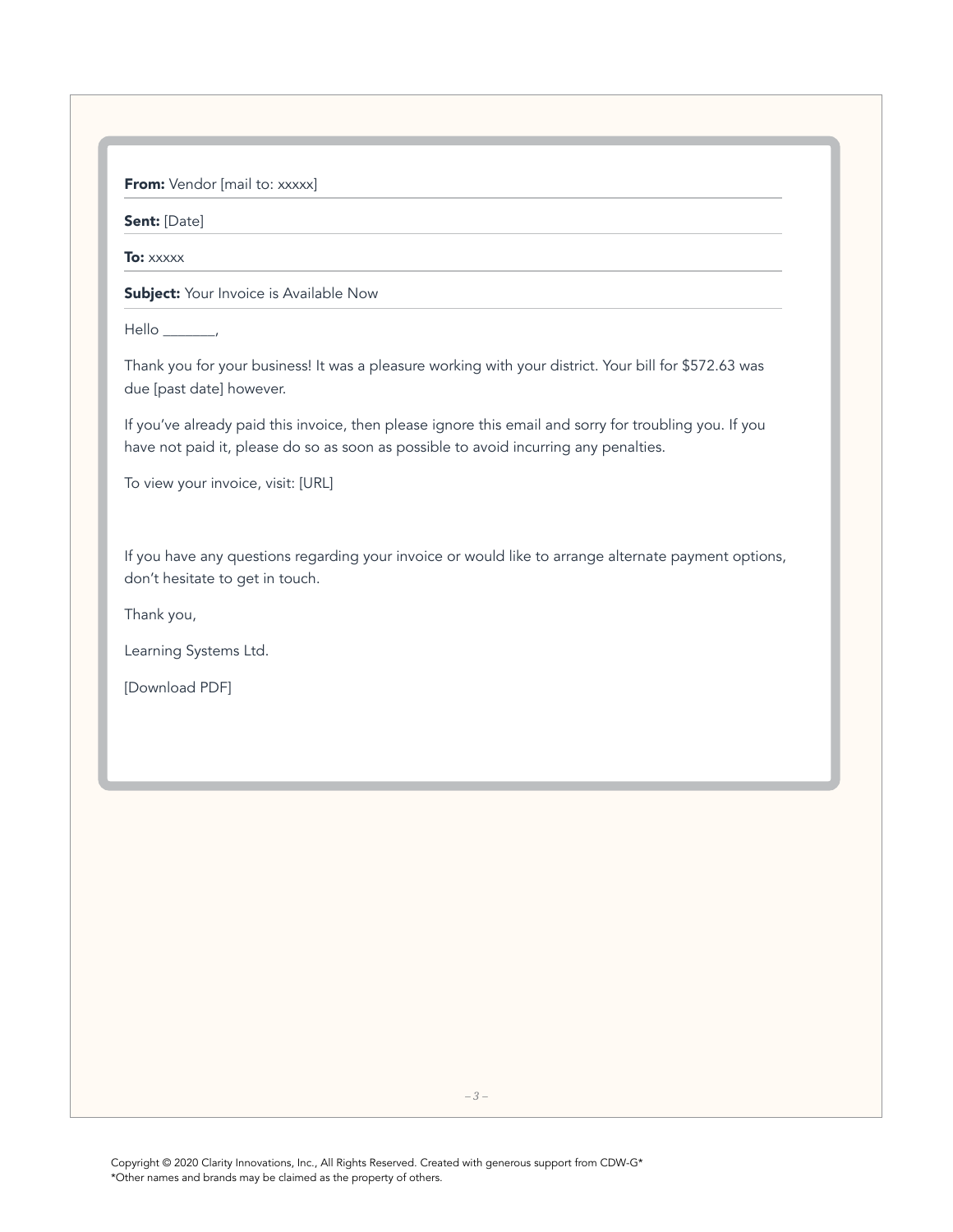**From:** Vendor [mail to: xxxxx]

**Sent:** [Date]

**To:** xxxxx

**Subject:** Your Invoice is Available Now

Hello _______,

Thank you for your business! It was a pleasure working with your district. Your bill for $572.63 was due [past date] however.

If you've already paid this invoice, then please ignore this email and sorry for troubling you. If you have not paid it, please do so as soon as possible to avoid incurring any penalties.

To view your invoice, visit: [URL]

If you have any questions regarding your invoice or would like to arrange alternate payment options, don't hesitate to get in touch.

Thank you,

Learning Systems Ltd.

[Download PDF]

Copyright © 2020 Clarity Innovations, Inc., All Rights Reserved. Created with generous support from CDW-G*
*Other names and brands may be claimed as the property of others.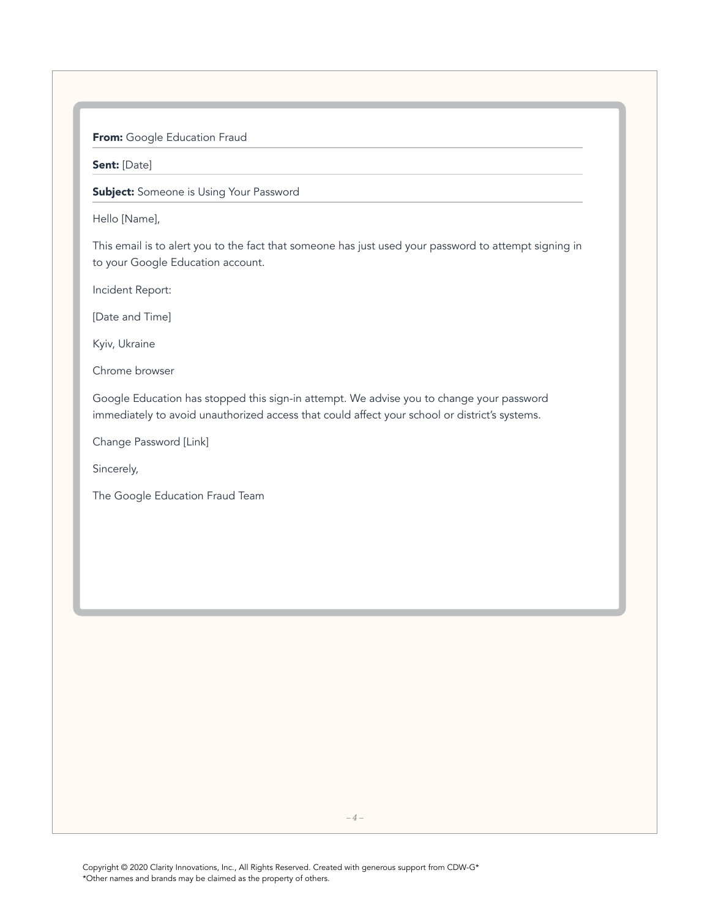**From:** Google Education Fraud

**Sent:** [Date]

**Subject:** Someone is Using Your Password

Hello [Name],

This email is to alert you to the fact that someone has just used your password to attempt signing in to your Google Education account.

Incident Report:

[Date and Time]

Kyiv, Ukraine

Chrome browser

Google Education has stopped this sign-in attempt. We advise you to change your password immediately to avoid unauthorized access that could affect your school or district's systems.

Change Password [Link]

Sincerely,

The Google Education Fraud Team

Copyright © 2020 Clarity Innovations, Inc., All Rights Reserved. Created with generous support from CDW-G*
*Other names and brands may be claimed as the property of others.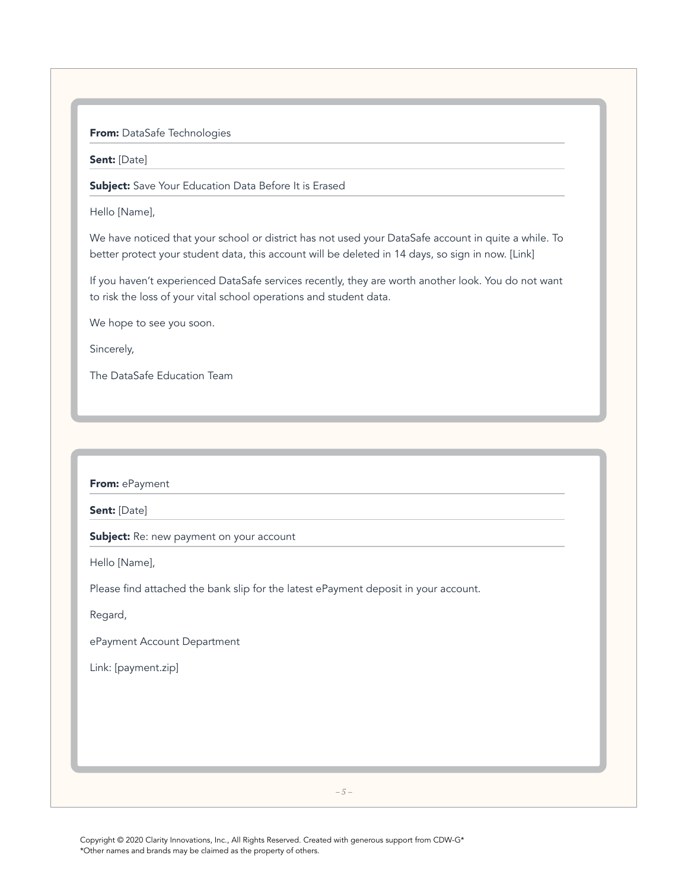**From:** DataSafe Technologies

**Sent:** [Date]

**Subject:** Save Your Education Data Before It is Erased

Hello [Name],

We have noticed that your school or district has not used your DataSafe account in quite a while. To better protect your student data, this account will be deleted in 14 days, so sign in now. [Link]

If you haven't experienced DataSafe services recently, they are worth another look. You do not want to risk the loss of your vital school operations and student data.

We hope to see you soon.

Sincerely,

The DataSafe Education Team

---

**From:** ePayment

**Sent:** [Date]

**Subject:** Re: new payment on your account

Hello [Name],

Please find attached the bank slip for the latest ePayment deposit in your account.

Regard,

ePayment Account Department

Link: [payment.zip]

Copyright © 2020 Clarity Innovations, Inc., All Rights Reserved. Created with generous support from CDW-G*
*Other names and brands may be claimed as the property of others.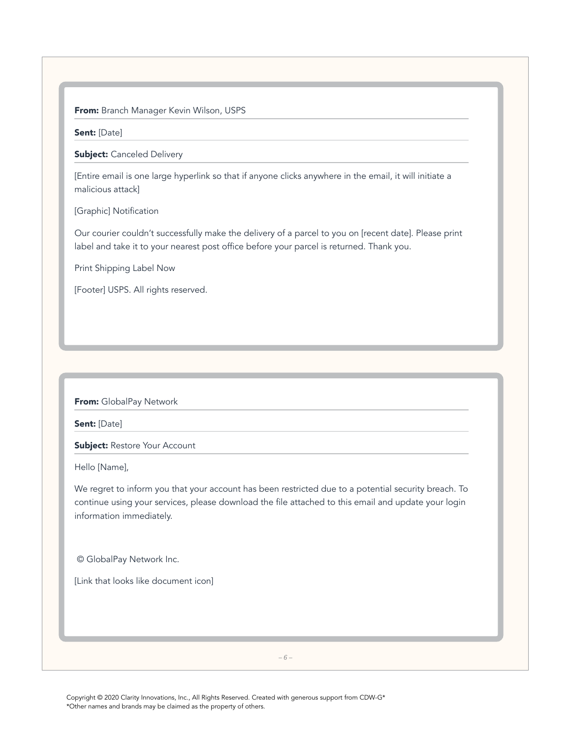**From:** Branch Manager Kevin Wilson, USPS

**Sent:** [Date]

**Subject:** Canceled Delivery

[Entire email is one large hyperlink so that if anyone clicks anywhere in the email, it will initiate a malicious attack]

[Graphic] Notification

Our courier couldn't successfully make the delivery of a parcel to you on [recent date]. Please print label and take it to your nearest post office before your parcel is returned. Thank you.

Print Shipping Label Now

[Footer] USPS. All rights reserved.

---

**From:** GlobalPay Network

**Sent:** [Date]

**Subject:** Restore Your Account

Hello [Name],

We regret to inform you that your account has been restricted due to a potential security breach. To continue using your services, please download the file attached to this email and update your login information immediately.

© GlobalPay Network Inc.

[Link that looks like document icon]

Copyright © 2020 Clarity Innovations, Inc., All Rights Reserved. Created with generous support from CDW-G*
*Other names and brands may be claimed as the property of others.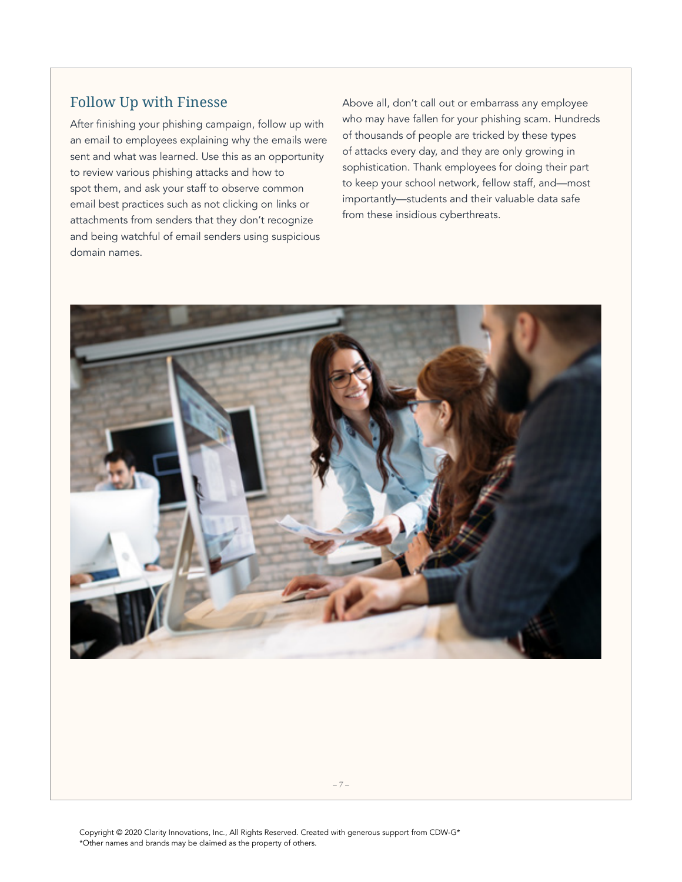## Follow Up with Finesse

After finishing your phishing campaign, follow up with an email to employees explaining why the emails were sent and what was learned. Use this as an opportunity to review various phishing attacks and how to spot them, and ask your staff to observe common email best practices such as not clicking on links or attachments from senders that they don't recognize and being watchful of email senders using suspicious domain names.

Above all, don't call out or embarrass any employee who may have fallen for your phishing scam. Hundreds of thousands of people are tricked by these types of attacks every day, and they are only growing in sophistication. Thank employees for doing their part to keep your school network, fellow staff, and—most importantly—students and their valuable data safe from these insidious cyberthreats.

Copyright © 2020 Clarity Innovations, Inc., All Rights Reserved. Created with generous support from CDW-G*
*Other names and brands may be claimed as the property of others.